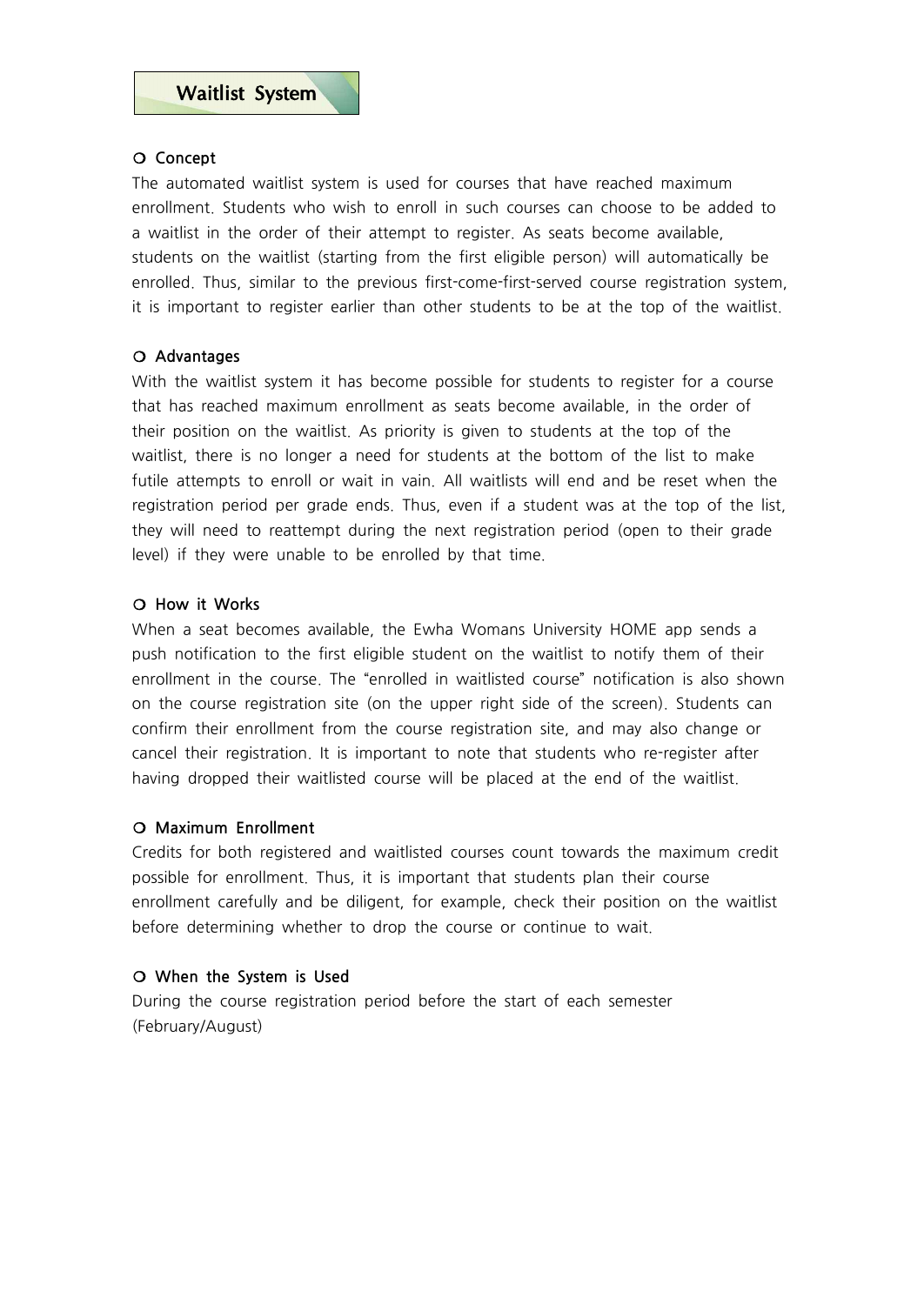# Waitlist System

## ○ Concept

The automated waitlist system is used for courses that have reached maximum enrollment. Students who wish to enroll in such courses can choose to be added to a waitlist in the order of their attempt to register. As seats become available, students on the waitlist (starting from the first eligible person) will automatically be enrolled. Thus, similar to the previous first-come-first-served course registration system, it is important to register earlier than other students to be at the top of the waitlist.

## ○ Advantages

With the waitlist system it has become possible for students to register for a course that has reached maximum enrollment as seats become available, in the order of their position on the waitlist. As priority is given to students at the top of the waitlist, there is no longer a need for students at the bottom of the list to make futile attempts to enroll or wait in vain. All waitlists will end and be reset when the registration period per grade ends. Thus, even if a student was at the top of the list, they will need to reattempt during the next registration period (open to their grade level) if they were unable to be enrolled by that time.

## ○ How it Works

When a seat becomes available, the Ewha Womans University HOME app sends a push notification to the first eligible student on the waitlist to notify them of their enrollment in the course. The "enrolled in waitlisted course" notification is also shown on the course registration site (on the upper right side of the screen). Students can confirm their enrollment from the course registration site, and may also change or cancel their registration. It is important to note that students who re-register after having dropped their waitlisted course will be placed at the end of the waitlist.

## ○ Maximum Enrollment

Credits for both registered and waitlisted courses count towards the maximum credit possible for enrollment. Thus, it is important that students plan their course enrollment carefully and be diligent, for example, check their position on the waitlist before determining whether to drop the course or continue to wait.

## ○ When the System is Used

During the course registration period before the start of each semester (February/August)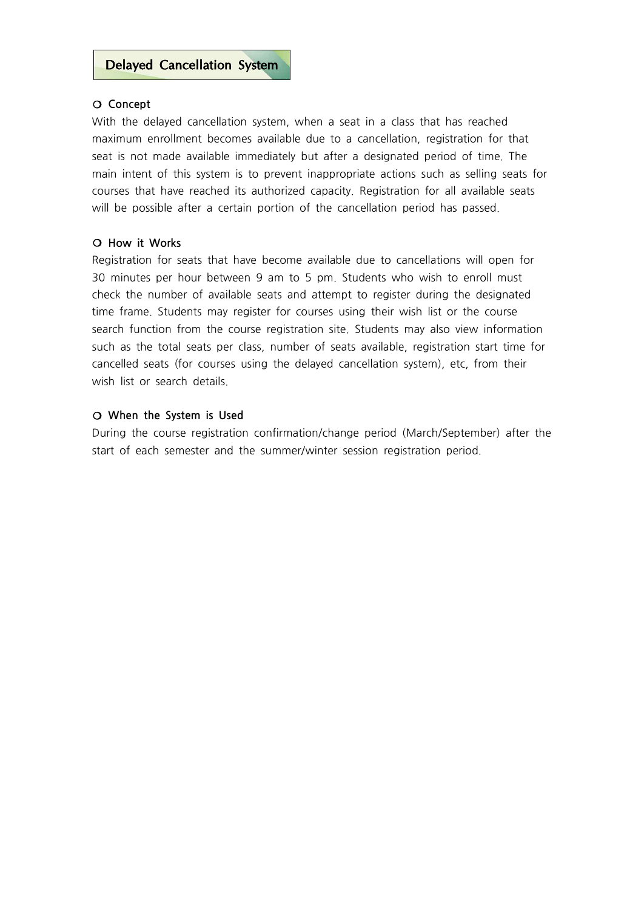# Delayed Cancellation System

## ○ Concept

With the delayed cancellation system, when a seat in a class that has reached maximum enrollment becomes available due to a cancellation, registration for that seat is not made available immediately but after a designated period of time. The main intent of this system is to prevent inappropriate actions such as selling seats for courses that have reached its authorized capacity. Registration for all available seats will be possible after a certain portion of the cancellation period has passed.

## ○ How it Works

Registration for seats that have become available due to cancellations will open for 30 minutes per hour between 9 am to 5 pm. Students who wish to enroll must check the number of available seats and attempt to register during the designated time frame. Students may register for courses using their wish list or the course search function from the course registration site. Students may also view information such as the total seats per class, number of seats available, registration start time for cancelled seats (for courses using the delayed cancellation system), etc, from their wish list or search details.

## ○ When the System is Used

During the course registration confirmation/change period (March/September) after the start of each semester and the summer/winter session registration period.